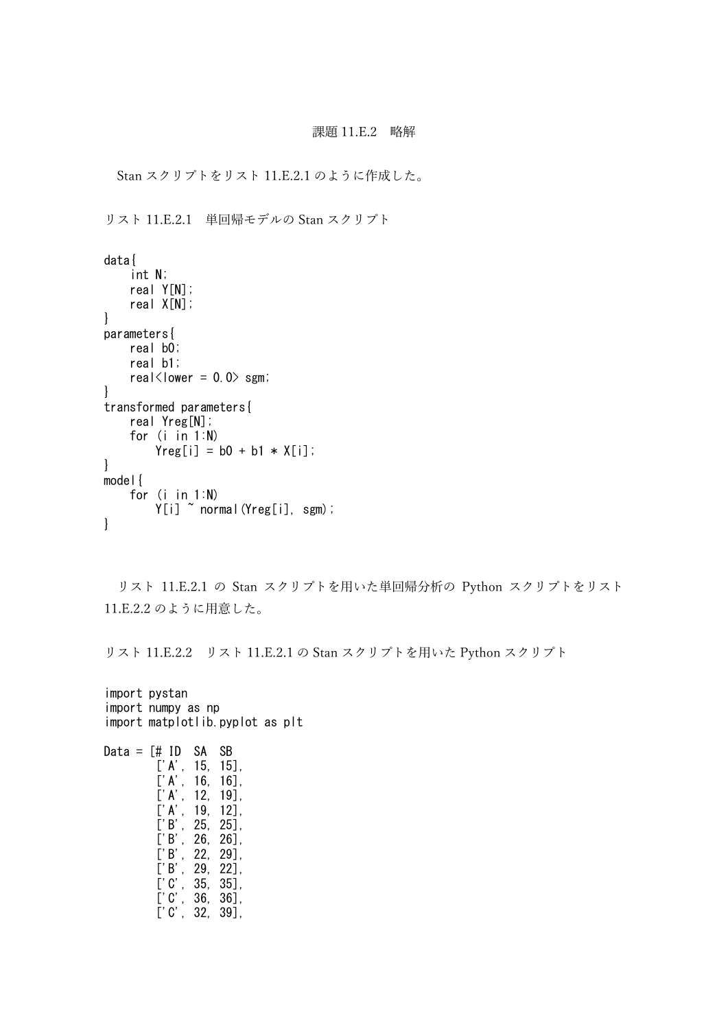課題 11.E.2　略解

Stan スクリプトをリスト 11.E.2.1 のように作成した。

リスト 11.E.2.1　単回帰モデルの Stan スクリプト

```
data{
    int N;
    real Y[N];
    real X[N];
}
parameters{
    real b0;
    real b1;
    real<lower = 0.0> sgm;
}
transformed parameters{
    real Yreg[N];
    for (i in 1:N)
        Yreg[i] = b0 + b1 * X[i];
}
model{
    for (i in 1:N)
        Y[i] ~ normal(Yreg[i], sgm);
}
```

リスト 11.E.2.1 の Stan スクリプトを用いた単回帰分析の Python スクリプトをリスト 11.E.2.2 のように用意した。

リスト 11.E.2.2　リスト 11.E.2.1 の Stan スクリプトを用いた Python スクリプト

```
import pystan
import numpy as np
import matplotlib.pyplot as plt

Data = [# ID  SA  SB
        ['A', 15, 15],
        ['A', 16, 16],
        ['A', 12, 19],
        ['A', 19, 12],
        ['B', 25, 25],
        ['B', 26, 26],
        ['B', 22, 29],
        ['B', 29, 22],
        ['C', 35, 35],
        ['C', 36, 36],
        ['C', 32, 39],
```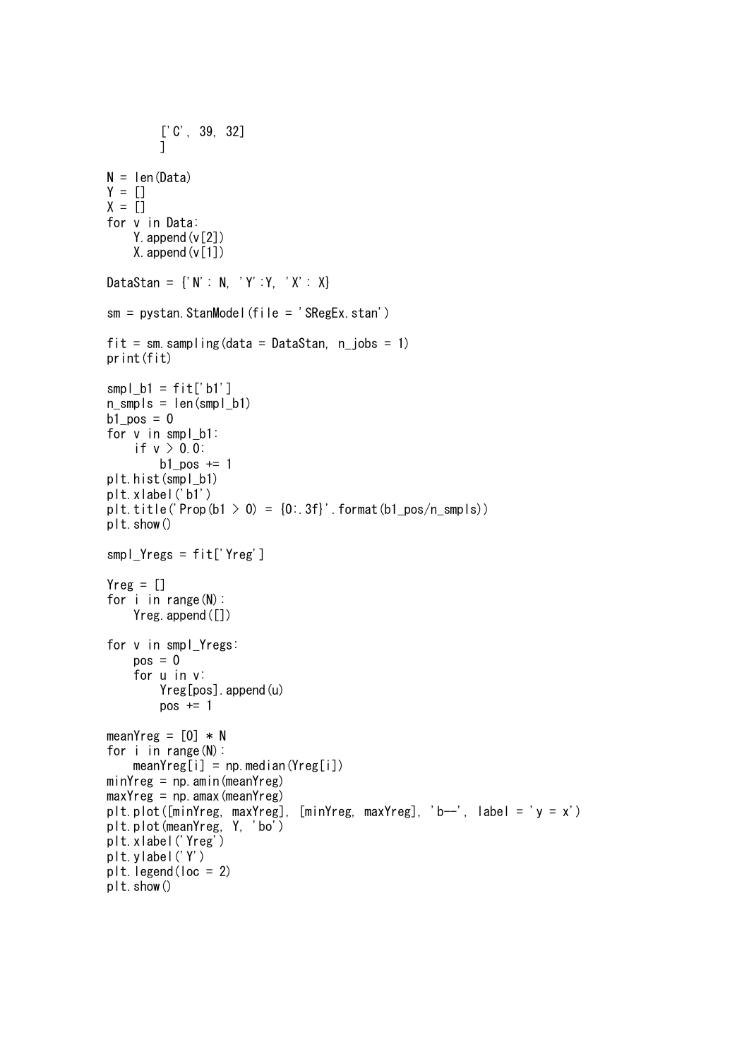```
        ['C', 39, 32]
        ]

N = len(Data)
Y = []
X = []
for v in Data:
    Y.append(v[2])
    X.append(v[1])

DataStan = {'N': N, 'Y':Y, 'X': X}

sm = pystan.StanModel(file = 'SRegEx.stan')

fit = sm.sampling(data = DataStan, n_jobs = 1)
print(fit)

smpl_b1 = fit['b1']
n_smpls = len(smpl_b1)
b1_pos = 0
for v in smpl_b1:
    if v > 0.0:
        b1_pos += 1
plt.hist(smpl_b1)
plt.xlabel('b1')
plt.title('Prop(b1 > 0) = {0:.3f}'.format(b1_pos/n_smpls))
plt.show()

smpl_Yregs = fit['Yreg']

Yreg = []
for i in range(N):
    Yreg.append([])

for v in smpl_Yregs:
    pos = 0
    for u in v:
        Yreg[pos].append(u)
        pos += 1

meanYreg = [0] * N
for i in range(N):
    meanYreg[i] = np.median(Yreg[i])
minYreg = np.amin(meanYreg)
maxYreg = np.amax(meanYreg)
plt.plot([minYreg, maxYreg], [minYreg, maxYreg], 'b--', label = 'y = x')
plt.plot(meanYreg, Y, 'bo')
plt.xlabel('Yreg')
plt.ylabel('Y')
plt.legend(loc = 2)
plt.show()
```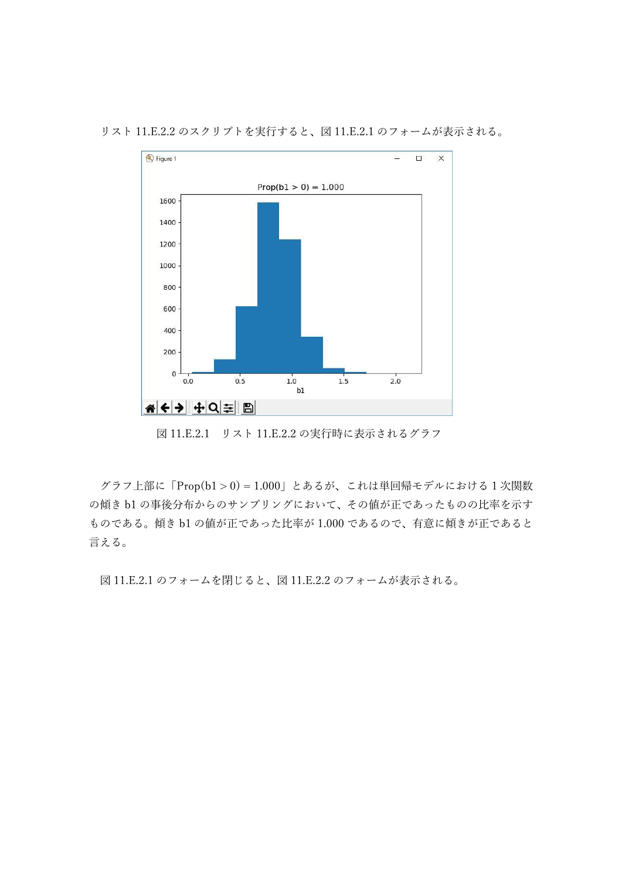リスト 11.E.2.2 のスクリプトを実行すると、図 11.E.2.1 のフォームが表示される。

図 11.E.2.1　リスト 11.E.2.2 の実行時に表示されるグラフ

グラフ上部に「Prop(b1 > 0) = 1.000」とあるが、これは単回帰モデルにおける 1 次関数の傾き b1 の事後分布からのサンプリングにおいて、その値が正であったものの比率を示すものである。傾き b1 の値が正であった比率が 1.000 であるので、有意に傾きが正であると言える。

図 11.E.2.1 のフォームを閉じると、図 11.E.2.2 のフォームが表示される。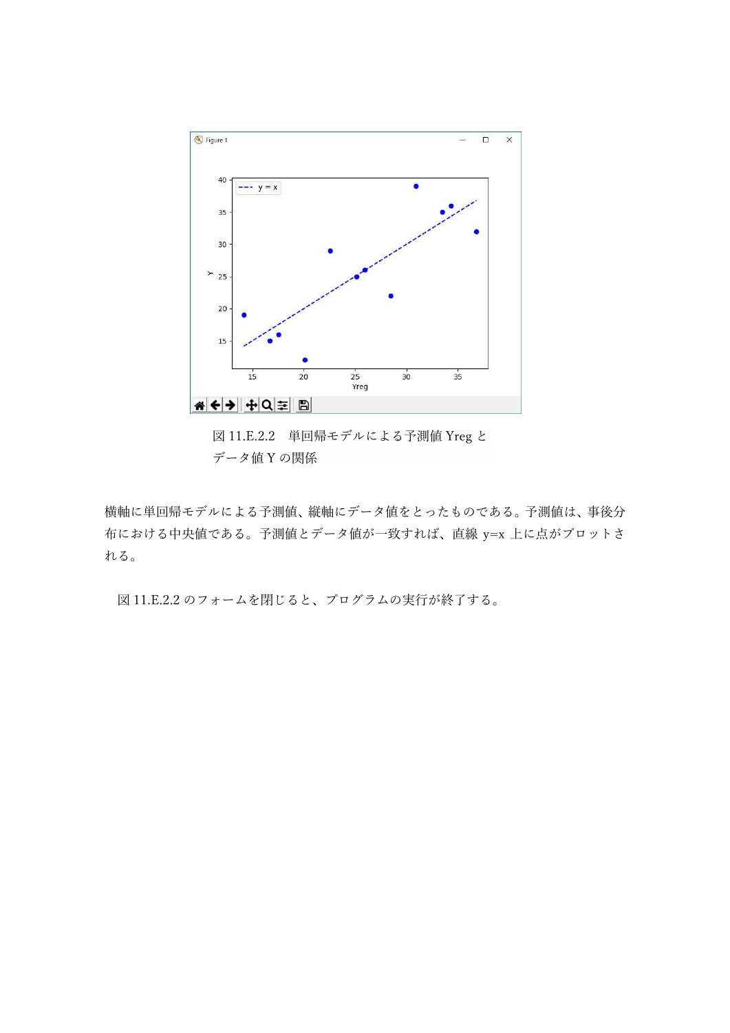Figure 1

y = x

40
35
30
25
20
15

Y

15
20
25
30
35

Yreg

図 11.E.2.2　単回帰モデルによる予測値 Yreg とデータ値 Y の関係

横軸に単回帰モデルによる予測値、縦軸にデータ値をとったものである。予測値は、事後分布における中央値である。予測値とデータ値が一致すれば、直線 y=x 上に点がプロットされる。

図 11.E.2.2 のフォームを閉じると、プログラムの実行が終了する。